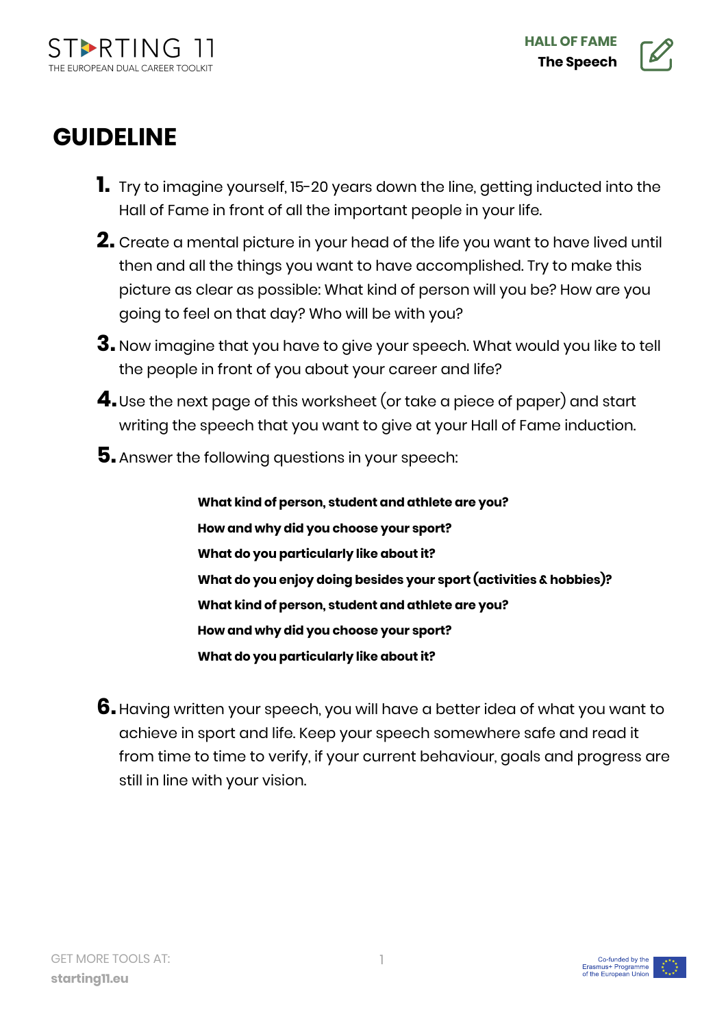# GUIDELINE

1. Try to imagine yourself, 15-20 years down the line, getting inducted into the Hall of Fame in front of all the important people in your life.
2. Create a mental picture in your head of the life you want to have lived until then and all the things you want to have accomplished. Try to make this picture as clear as possible: What kind of person will you be? How are you going to feel on that day? Who will be with you?
3. Now imagine that you have to give your speech. What would you like to tell the people in front of you about your career and life?
4. Use the next page of this worksheet (or take a piece of paper) and start writing the speech that you want to give at your Hall of Fame induction.
5. Answer the following questions in your speech:

   **What kind of person, student and athlete are you?**
   **How and why did you choose your sport?**
   **What do you particularly like about it?**
   **What do you enjoy doing besides your sport (activities & hobbies)?**
   **What kind of person, student and athlete are you?**
   **How and why did you choose your sport?**
   **What do you particularly like about it?**

6. Having written your speech, you will have a better idea of what you want to achieve in sport and life. Keep your speech somewhere safe and read it from time to time to verify, if your current behaviour, goals and progress are still in line with your vision.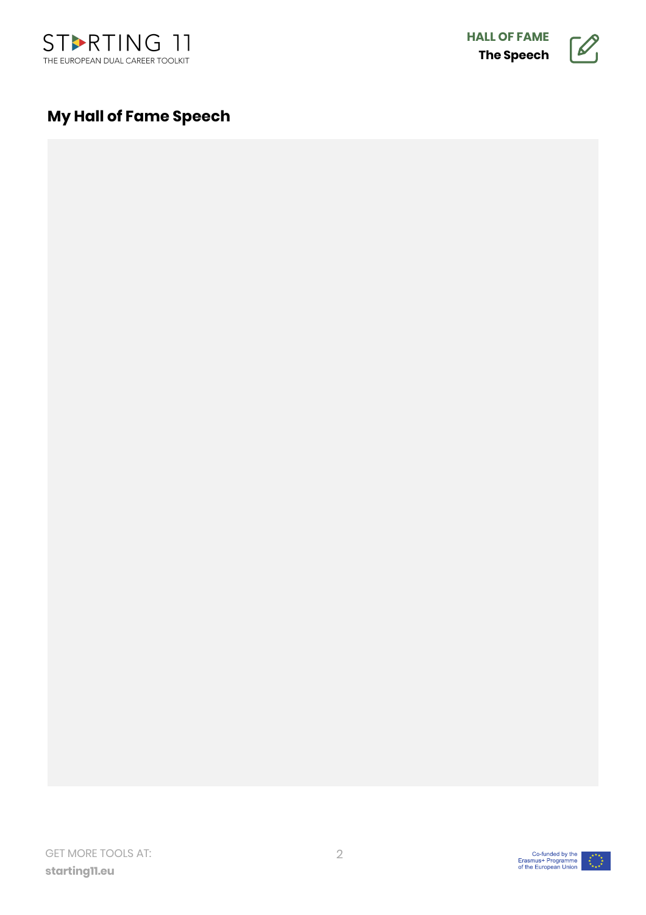# My Hall of Fame Speech